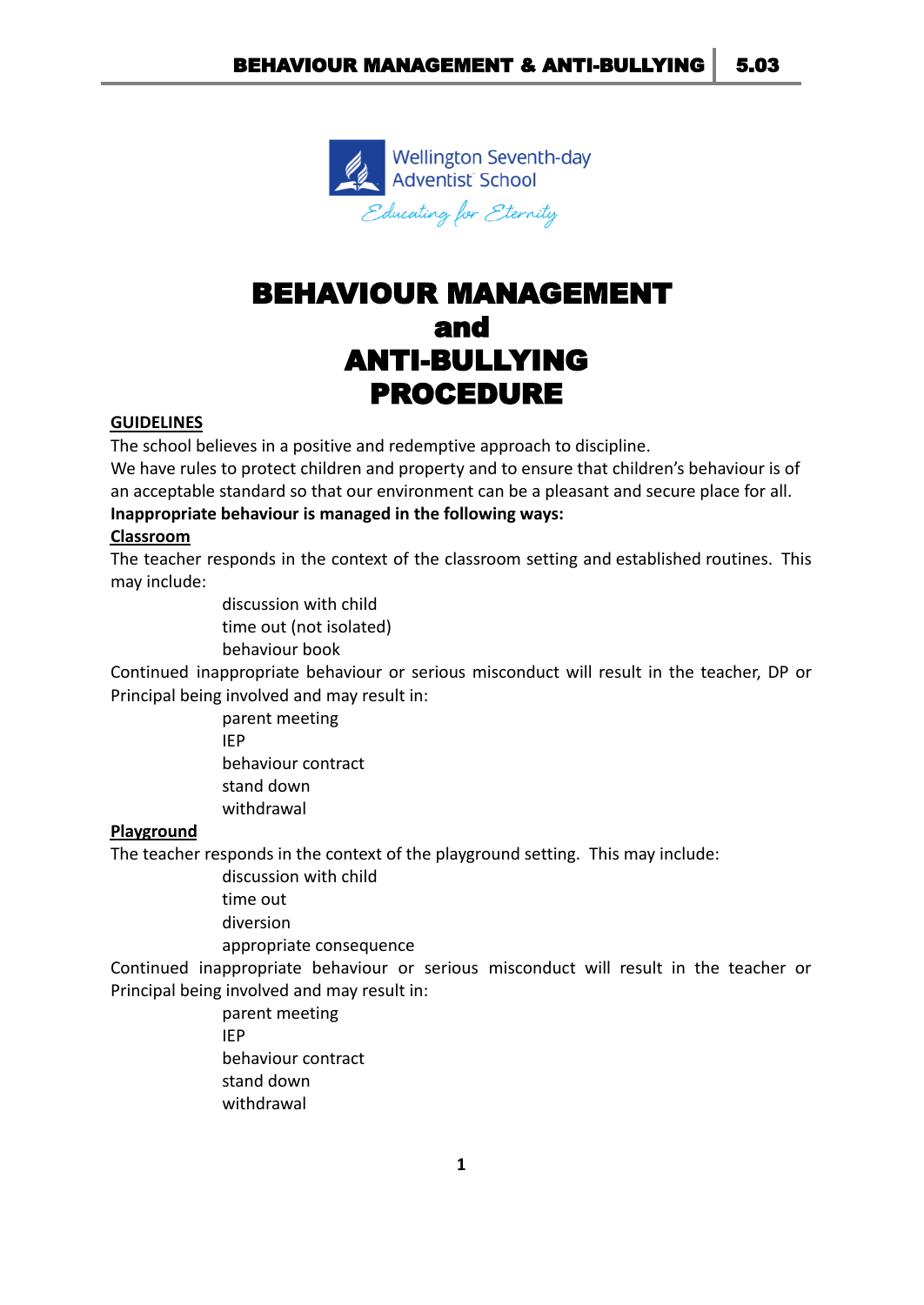Wellington Seventh-day Adventist School

*Educating for Eternity*

# BEHAVIOUR MANAGEMENT and ANTI-BULLYING PROCEDURE

**GUIDELINES**

The school believes in a positive and redemptive approach to discipline.

We have rules to protect children and property and to ensure that children's behaviour is of an acceptable standard so that our environment can be a pleasant and secure place for all.

**Inappropriate behaviour is managed in the following ways:**

**Classroom**

The teacher responds in the context of the classroom setting and established routines. This may include:

- discussion with child
- time out (not isolated)
- behaviour book

Continued inappropriate behaviour or serious misconduct will result in the teacher, DP or Principal being involved and may result in:

- parent meeting
- IEP
- behaviour contract
- stand down
- withdrawal

**Playground**

The teacher responds in the context of the playground setting. This may include:

- discussion with child
- time out
- diversion
- appropriate consequence

Continued inappropriate behaviour or serious misconduct will result in the teacher or Principal being involved and may result in:

- parent meeting
- IEP
- behaviour contract
- stand down
- withdrawal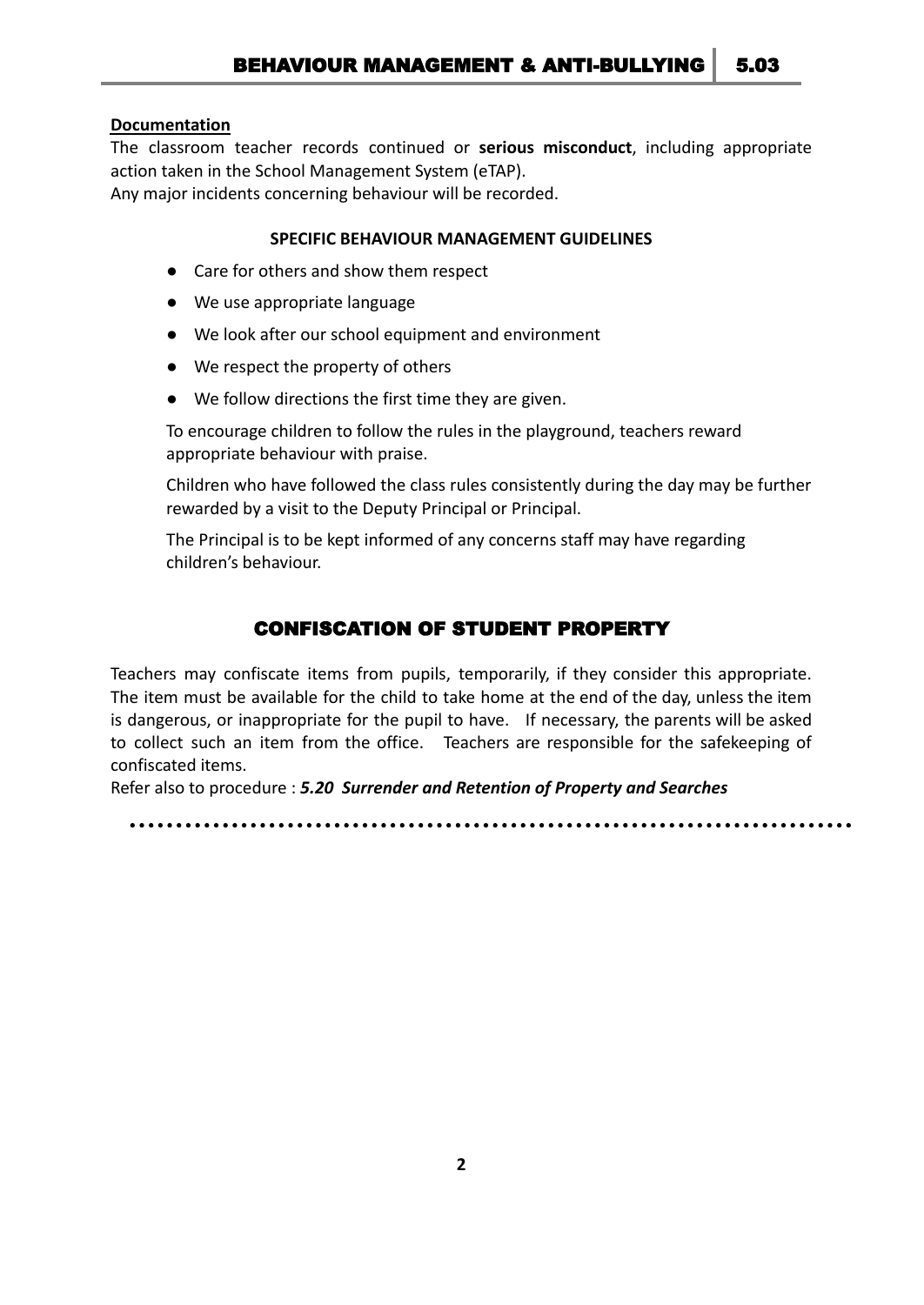**Documentation**

The classroom teacher records continued or **serious misconduct**, including appropriate action taken in the School Management System (eTAP).
Any major incidents concerning behaviour will be recorded.

**SPECIFIC BEHAVIOUR MANAGEMENT GUIDELINES**

- Care for others and show them respect
- We use appropriate language
- We look after our school equipment and environment
- We respect the property of others
- We follow directions the first time they are given.

To encourage children to follow the rules in the playground, teachers reward appropriate behaviour with praise.

Children who have followed the class rules consistently during the day may be further rewarded by a visit to the Deputy Principal or Principal.

The Principal is to be kept informed of any concerns staff may have regarding children's behaviour.

## CONFISCATION OF STUDENT PROPERTY

Teachers may confiscate items from pupils, temporarily, if they consider this appropriate. The item must be available for the child to take home at the end of the day, unless the item is dangerous, or inappropriate for the pupil to have. If necessary, the parents will be asked to collect such an item from the office. Teachers are responsible for the safekeeping of confiscated items.

Refer also to procedure : ***5.20 Surrender and Retention of Property and Searches***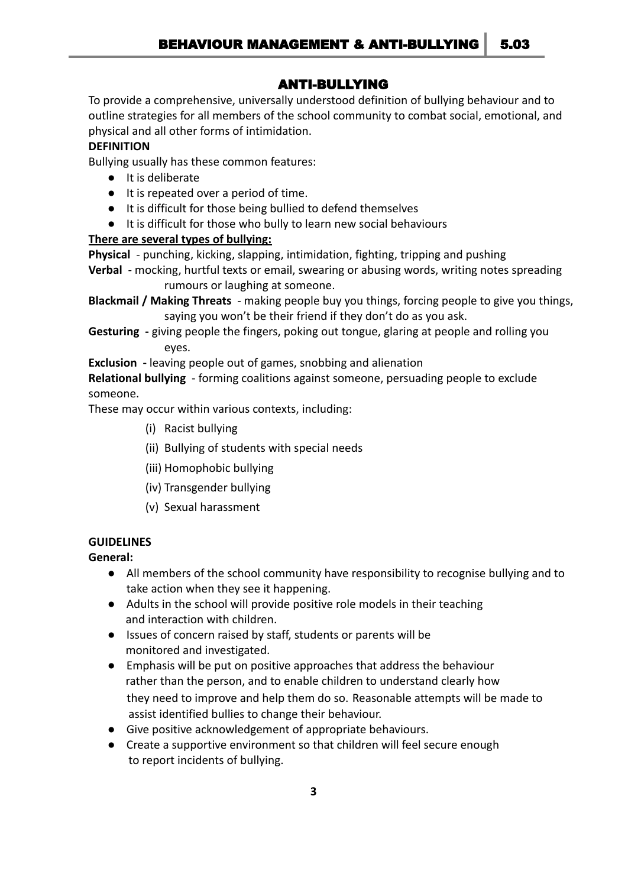## ANTI-BULLYING

To provide a comprehensive, universally understood definition of bullying behaviour and to outline strategies for all members of the school community to combat social, emotional, and physical and all other forms of intimidation.

**DEFINITION**

Bullying usually has these common features:

- It is deliberate
- It is repeated over a period of time.
- It is difficult for those being bullied to defend themselves
- It is difficult for those who bully to learn new social behaviours

**<u>There are several types of bullying:</u>**

**Physical** - punching, kicking, slapping, intimidation, fighting, tripping and pushing

**Verbal** - mocking, hurtful texts or email, swearing or abusing words, writing notes spreading rumours or laughing at someone.

**Blackmail / Making Threats** - making people buy you things, forcing people to give you things, saying you won't be their friend if they don't do as you ask.

**Gesturing -** giving people the fingers, poking out tongue, glaring at people and rolling you eyes.

**Exclusion -** leaving people out of games, snobbing and alienation

**Relational bullying** - forming coalitions against someone, persuading people to exclude someone.

These may occur within various contexts, including:

(i) Racist bullying

(ii) Bullying of students with special needs

(iii) Homophobic bullying

(iv) Transgender bullying

(v) Sexual harassment

**GUIDELINES**

**General:**

- All members of the school community have responsibility to recognise bullying and to take action when they see it happening.
- Adults in the school will provide positive role models in their teaching and interaction with children.
- Issues of concern raised by staff, students or parents will be monitored and investigated.
- Emphasis will be put on positive approaches that address the behaviour rather than the person, and to enable children to understand clearly how they need to improve and help them do so. Reasonable attempts will be made to assist identified bullies to change their behaviour.
- Give positive acknowledgement of appropriate behaviours.
- Create a supportive environment so that children will feel secure enough to report incidents of bullying.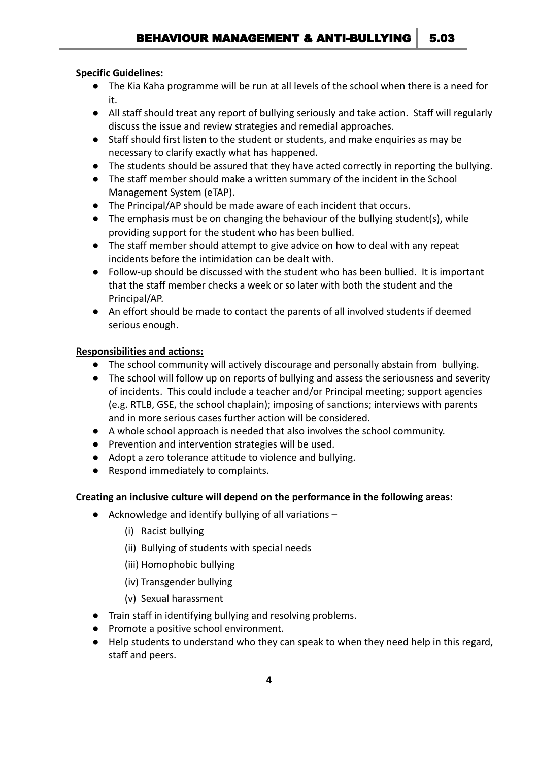**Specific Guidelines:**

- The Kia Kaha programme will be run at all levels of the school when there is a need for it.
- All staff should treat any report of bullying seriously and take action. Staff will regularly discuss the issue and review strategies and remedial approaches.
- Staff should first listen to the student or students, and make enquiries as may be necessary to clarify exactly what has happened.
- The students should be assured that they have acted correctly in reporting the bullying.
- The staff member should make a written summary of the incident in the School Management System (eTAP).
- The Principal/AP should be made aware of each incident that occurs.
- The emphasis must be on changing the behaviour of the bullying student(s), while providing support for the student who has been bullied.
- The staff member should attempt to give advice on how to deal with any repeat incidents before the intimidation can be dealt with.
- Follow-up should be discussed with the student who has been bullied. It is important that the staff member checks a week or so later with both the student and the Principal/AP.
- An effort should be made to contact the parents of all involved students if deemed serious enough.

**Responsibilities and actions:**

- The school community will actively discourage and personally abstain from bullying.
- The school will follow up on reports of bullying and assess the seriousness and severity of incidents. This could include a teacher and/or Principal meeting; support agencies (e.g. RTLB, GSE, the school chaplain); imposing of sanctions; interviews with parents and in more serious cases further action will be considered.
- A whole school approach is needed that also involves the school community.
- Prevention and intervention strategies will be used.
- Adopt a zero tolerance attitude to violence and bullying.
- Respond immediately to complaints.

**Creating an inclusive culture will depend on the performance in the following areas:**

- Acknowledge and identify bullying of all variations –
  - (i) Racist bullying
  - (ii) Bullying of students with special needs
  - (iii) Homophobic bullying
  - (iv) Transgender bullying
  - (v) Sexual harassment
- Train staff in identifying bullying and resolving problems.
- Promote a positive school environment.
- Help students to understand who they can speak to when they need help in this regard, staff and peers.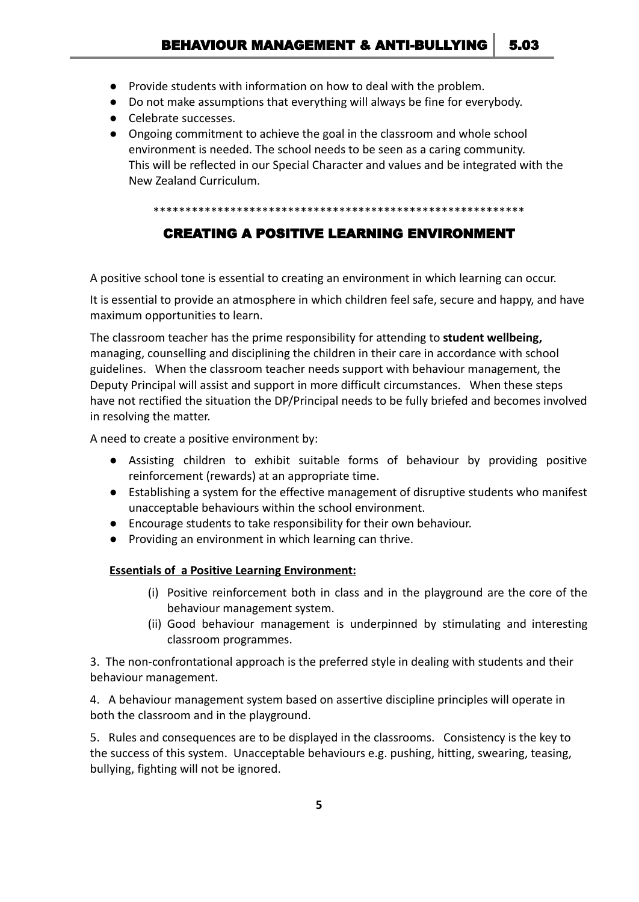- Provide students with information on how to deal with the problem.
- Do not make assumptions that everything will always be fine for everybody.
- Celebrate successes.
- Ongoing commitment to achieve the goal in the classroom and whole school environment is needed. The school needs to be seen as a caring community. This will be reflected in our Special Character and values and be integrated with the New Zealand Curriculum.

\*\*\*\*\*\*\*\*\*\*\*\*\*\*\*\*\*\*\*\*\*\*\*\*\*\*\*\*\*\*\*\*\*\*\*\*\*\*\*\*\*\*\*\*\*\*\*\*\*\*\*\*\*\*\*\*\*\*\*\*

## CREATING A POSITIVE LEARNING ENVIRONMENT

A positive school tone is essential to creating an environment in which learning can occur.

It is essential to provide an atmosphere in which children feel safe, secure and happy, and have maximum opportunities to learn.

The classroom teacher has the prime responsibility for attending to **student wellbeing,** managing, counselling and disciplining the children in their care in accordance with school guidelines. When the classroom teacher needs support with behaviour management, the Deputy Principal will assist and support in more difficult circumstances. When these steps have not rectified the situation the DP/Principal needs to be fully briefed and becomes involved in resolving the matter.

A need to create a positive environment by:

- Assisting children to exhibit suitable forms of behaviour by providing positive reinforcement (rewards) at an appropriate time.
- Establishing a system for the effective management of disruptive students who manifest unacceptable behaviours within the school environment.
- Encourage students to take responsibility for their own behaviour.
- Providing an environment in which learning can thrive.

**<u>Essentials of a Positive Learning Environment:</u>**

(i) Positive reinforcement both in class and in the playground are the core of the behaviour management system.

(ii) Good behaviour management is underpinned by stimulating and interesting classroom programmes.

3. The non-confrontational approach is the preferred style in dealing with students and their behaviour management.

4. A behaviour management system based on assertive discipline principles will operate in both the classroom and in the playground.

5. Rules and consequences are to be displayed in the classrooms. Consistency is the key to the success of this system. Unacceptable behaviours e.g. pushing, hitting, swearing, teasing, bullying, fighting will not be ignored.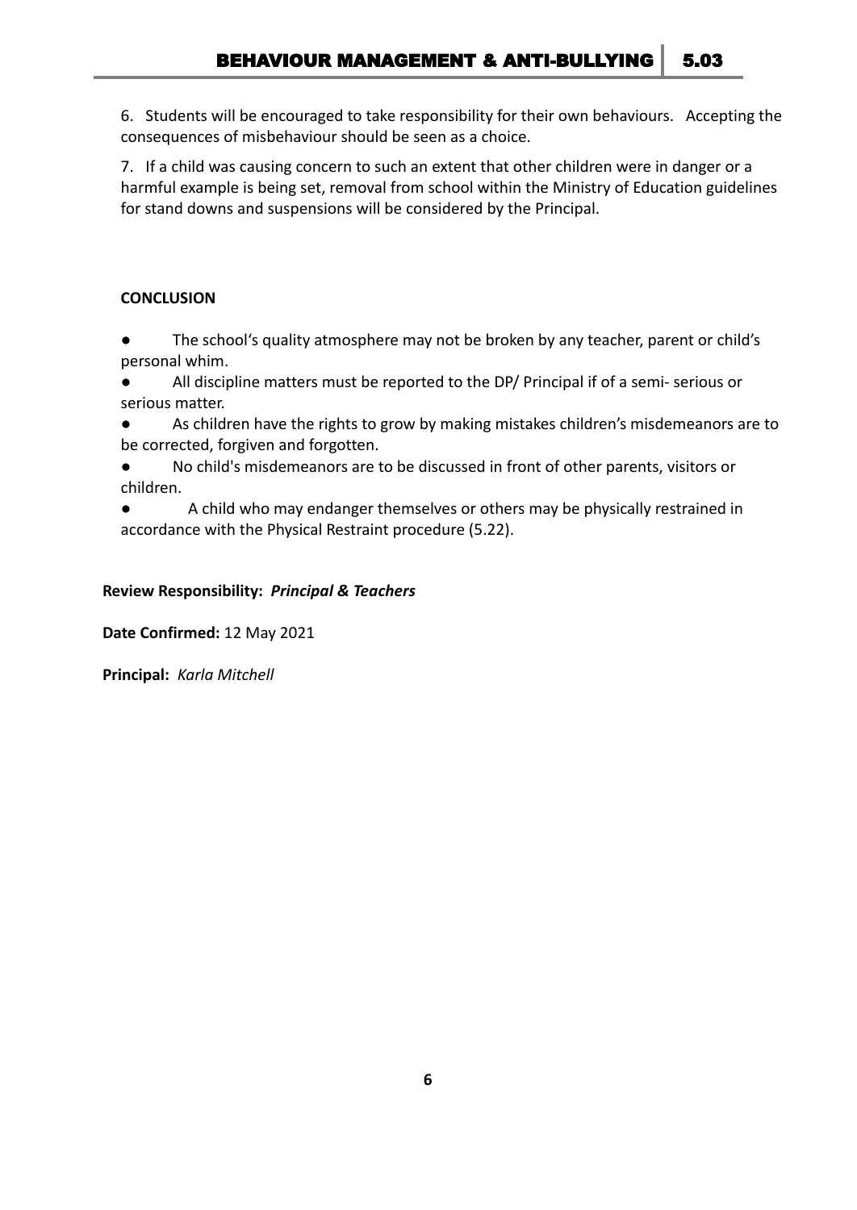6. Students will be encouraged to take responsibility for their own behaviours. Accepting the consequences of misbehaviour should be seen as a choice.

7. If a child was causing concern to such an extent that other children were in danger or a harmful example is being set, removal from school within the Ministry of Education guidelines for stand downs and suspensions will be considered by the Principal.

**CONCLUSION**

- The school's quality atmosphere may not be broken by any teacher, parent or child's personal whim.
- All discipline matters must be reported to the DP/ Principal if of a semi- serious or serious matter.
- As children have the rights to grow by making mistakes children's misdemeanors are to be corrected, forgiven and forgotten.
- No child's misdemeanors are to be discussed in front of other parents, visitors or children.
- A child who may endanger themselves or others may be physically restrained in accordance with the Physical Restraint procedure (5.22).

**Review Responsibility:** ***Principal & Teachers***

**Date Confirmed:** 12 May 2021

**Principal:** *Karla Mitchell*